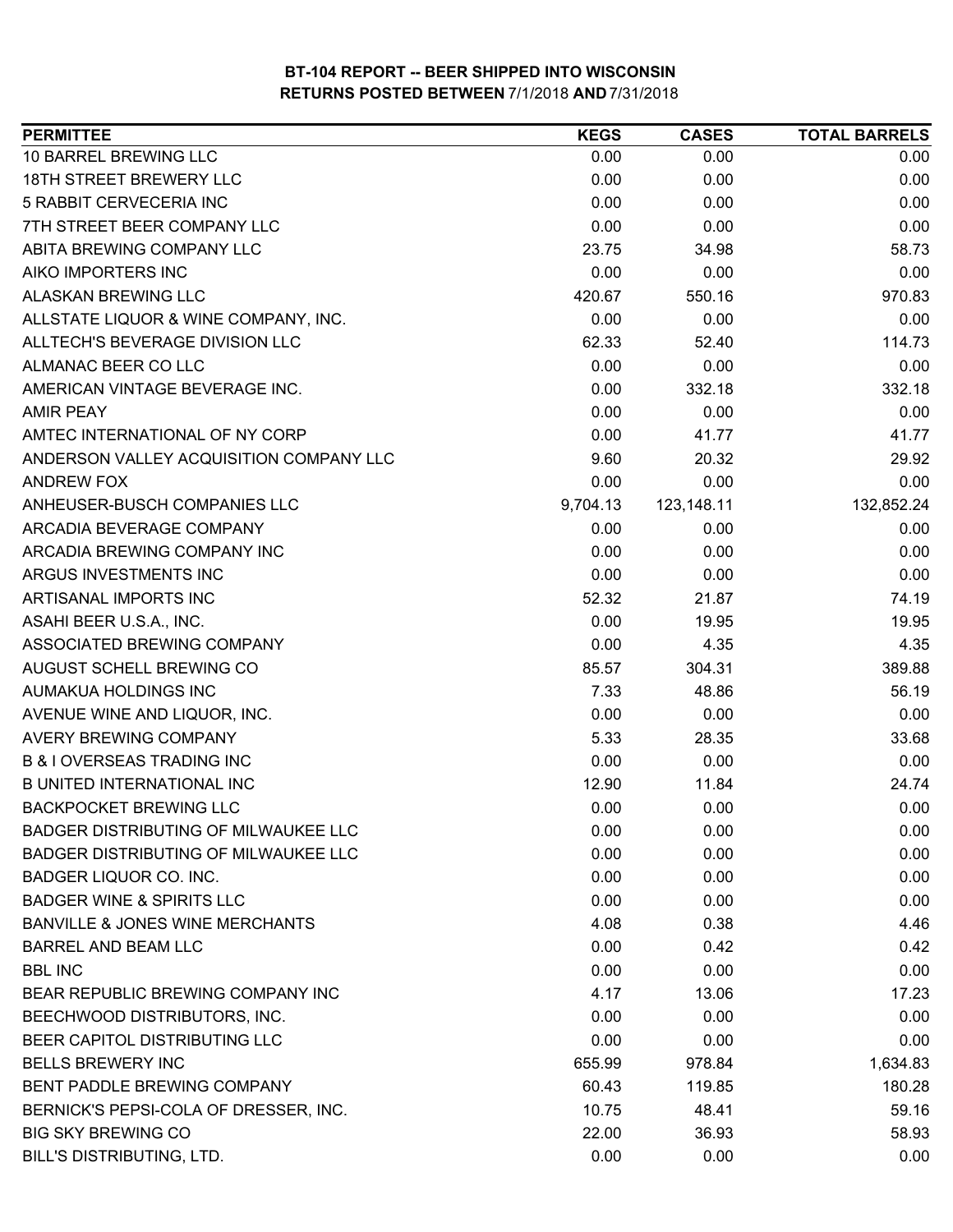# BT-104 REPORT -- BEER SHIPPED INTO WISCONSIN

## RETURNS POSTED BETWEEN 7/1/2018 AND 7/31/2018

| PERMITTEE | KEGS | CASES | TOTAL BARRELS |
|---|---|---|---|
| 10 BARREL BREWING LLC | 0.00 | 0.00 | 0.00 |
| 18TH STREET BREWERY LLC | 0.00 | 0.00 | 0.00 |
| 5 RABBIT CERVECERIA INC | 0.00 | 0.00 | 0.00 |
| 7TH STREET BEER COMPANY LLC | 0.00 | 0.00 | 0.00 |
| ABITA BREWING COMPANY LLC | 23.75 | 34.98 | 58.73 |
| AIKO IMPORTERS INC | 0.00 | 0.00 | 0.00 |
| ALASKAN BREWING LLC | 420.67 | 550.16 | 970.83 |
| ALLSTATE LIQUOR & WINE COMPANY, INC. | 0.00 | 0.00 | 0.00 |
| ALLTECH'S BEVERAGE DIVISION LLC | 62.33 | 52.40 | 114.73 |
| ALMANAC BEER CO LLC | 0.00 | 0.00 | 0.00 |
| AMERICAN VINTAGE BEVERAGE INC. | 0.00 | 332.18 | 332.18 |
| AMIR PEAY | 0.00 | 0.00 | 0.00 |
| AMTEC INTERNATIONAL OF NY CORP | 0.00 | 41.77 | 41.77 |
| ANDERSON VALLEY ACQUISITION COMPANY LLC | 9.60 | 20.32 | 29.92 |
| ANDREW FOX | 0.00 | 0.00 | 0.00 |
| ANHEUSER-BUSCH COMPANIES LLC | 9,704.13 | 123,148.11 | 132,852.24 |
| ARCADIA BEVERAGE COMPANY | 0.00 | 0.00 | 0.00 |
| ARCADIA BREWING COMPANY INC | 0.00 | 0.00 | 0.00 |
| ARGUS INVESTMENTS INC | 0.00 | 0.00 | 0.00 |
| ARTISANAL IMPORTS INC | 52.32 | 21.87 | 74.19 |
| ASAHI BEER U.S.A., INC. | 0.00 | 19.95 | 19.95 |
| ASSOCIATED BREWING COMPANY | 0.00 | 4.35 | 4.35 |
| AUGUST SCHELL BREWING CO | 85.57 | 304.31 | 389.88 |
| AUMAKUA HOLDINGS INC | 7.33 | 48.86 | 56.19 |
| AVENUE WINE AND LIQUOR, INC. | 0.00 | 0.00 | 0.00 |
| AVERY BREWING COMPANY | 5.33 | 28.35 | 33.68 |
| B & I OVERSEAS TRADING INC | 0.00 | 0.00 | 0.00 |
| B UNITED INTERNATIONAL INC | 12.90 | 11.84 | 24.74 |
| BACKPOCKET BREWING LLC | 0.00 | 0.00 | 0.00 |
| BADGER DISTRIBUTING OF MILWAUKEE LLC | 0.00 | 0.00 | 0.00 |
| BADGER DISTRIBUTING OF MILWAUKEE LLC | 0.00 | 0.00 | 0.00 |
| BADGER LIQUOR CO. INC. | 0.00 | 0.00 | 0.00 |
| BADGER WINE & SPIRITS LLC | 0.00 | 0.00 | 0.00 |
| BANVILLE & JONES WINE MERCHANTS | 4.08 | 0.38 | 4.46 |
| BARREL AND BEAM LLC | 0.00 | 0.42 | 0.42 |
| BBL INC | 0.00 | 0.00 | 0.00 |
| BEAR REPUBLIC BREWING COMPANY INC | 4.17 | 13.06 | 17.23 |
| BEECHWOOD DISTRIBUTORS, INC. | 0.00 | 0.00 | 0.00 |
| BEER CAPITOL DISTRIBUTING LLC | 0.00 | 0.00 | 0.00 |
| BELLS BREWERY INC | 655.99 | 978.84 | 1,634.83 |
| BENT PADDLE BREWING COMPANY | 60.43 | 119.85 | 180.28 |
| BERNICK'S PEPSI-COLA OF DRESSER, INC. | 10.75 | 48.41 | 59.16 |
| BIG SKY BREWING CO | 22.00 | 36.93 | 58.93 |
| BILL'S DISTRIBUTING, LTD. | 0.00 | 0.00 | 0.00 |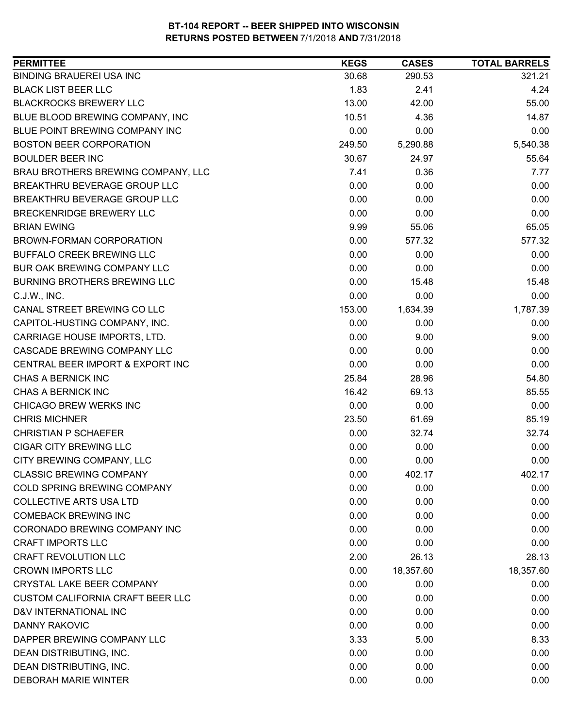# BT-104 REPORT -- BEER SHIPPED INTO WISCONSIN
## RETURNS POSTED BETWEEN 7/1/2018 AND 7/31/2018

| PERMITTEE | KEGS | CASES | TOTAL BARRELS |
|---|---|---|---|
| BINDING BRAUEREI USA INC | 30.68 | 290.53 | 321.21 |
| BLACK LIST BEER LLC | 1.83 | 2.41 | 4.24 |
| BLACKROCKS BREWERY LLC | 13.00 | 42.00 | 55.00 |
| BLUE BLOOD BREWING COMPANY, INC | 10.51 | 4.36 | 14.87 |
| BLUE POINT BREWING COMPANY INC | 0.00 | 0.00 | 0.00 |
| BOSTON BEER CORPORATION | 249.50 | 5,290.88 | 5,540.38 |
| BOULDER BEER INC | 30.67 | 24.97 | 55.64 |
| BRAU BROTHERS BREWING COMPANY, LLC | 7.41 | 0.36 | 7.77 |
| BREAKTHRU BEVERAGE GROUP LLC | 0.00 | 0.00 | 0.00 |
| BREAKTHRU BEVERAGE GROUP LLC | 0.00 | 0.00 | 0.00 |
| BRECKENRIDGE BREWERY LLC | 0.00 | 0.00 | 0.00 |
| BRIAN EWING | 9.99 | 55.06 | 65.05 |
| BROWN-FORMAN CORPORATION | 0.00 | 577.32 | 577.32 |
| BUFFALO CREEK BREWING LLC | 0.00 | 0.00 | 0.00 |
| BUR OAK BREWING COMPANY LLC | 0.00 | 0.00 | 0.00 |
| BURNING BROTHERS BREWING LLC | 0.00 | 15.48 | 15.48 |
| C.J.W., INC. | 0.00 | 0.00 | 0.00 |
| CANAL STREET BREWING CO LLC | 153.00 | 1,634.39 | 1,787.39 |
| CAPITOL-HUSTING COMPANY, INC. | 0.00 | 0.00 | 0.00 |
| CARRIAGE HOUSE IMPORTS, LTD. | 0.00 | 9.00 | 9.00 |
| CASCADE BREWING COMPANY LLC | 0.00 | 0.00 | 0.00 |
| CENTRAL BEER IMPORT & EXPORT INC | 0.00 | 0.00 | 0.00 |
| CHAS A BERNICK INC | 25.84 | 28.96 | 54.80 |
| CHAS A BERNICK INC | 16.42 | 69.13 | 85.55 |
| CHICAGO BREW WERKS INC | 0.00 | 0.00 | 0.00 |
| CHRIS MICHNER | 23.50 | 61.69 | 85.19 |
| CHRISTIAN P SCHAEFER | 0.00 | 32.74 | 32.74 |
| CIGAR CITY BREWING LLC | 0.00 | 0.00 | 0.00 |
| CITY BREWING COMPANY, LLC | 0.00 | 0.00 | 0.00 |
| CLASSIC BREWING COMPANY | 0.00 | 402.17 | 402.17 |
| COLD SPRING BREWING COMPANY | 0.00 | 0.00 | 0.00 |
| COLLECTIVE ARTS USA LTD | 0.00 | 0.00 | 0.00 |
| COMEBACK BREWING INC | 0.00 | 0.00 | 0.00 |
| CORONADO BREWING COMPANY INC | 0.00 | 0.00 | 0.00 |
| CRAFT IMPORTS LLC | 0.00 | 0.00 | 0.00 |
| CRAFT REVOLUTION LLC | 2.00 | 26.13 | 28.13 |
| CROWN IMPORTS LLC | 0.00 | 18,357.60 | 18,357.60 |
| CRYSTAL LAKE BEER COMPANY | 0.00 | 0.00 | 0.00 |
| CUSTOM CALIFORNIA CRAFT BEER LLC | 0.00 | 0.00 | 0.00 |
| D&V INTERNATIONAL INC | 0.00 | 0.00 | 0.00 |
| DANNY RAKOVIC | 0.00 | 0.00 | 0.00 |
| DAPPER BREWING COMPANY LLC | 3.33 | 5.00 | 8.33 |
| DEAN DISTRIBUTING, INC. | 0.00 | 0.00 | 0.00 |
| DEAN DISTRIBUTING, INC. | 0.00 | 0.00 | 0.00 |
| DEBORAH MARIE WINTER | 0.00 | 0.00 | 0.00 |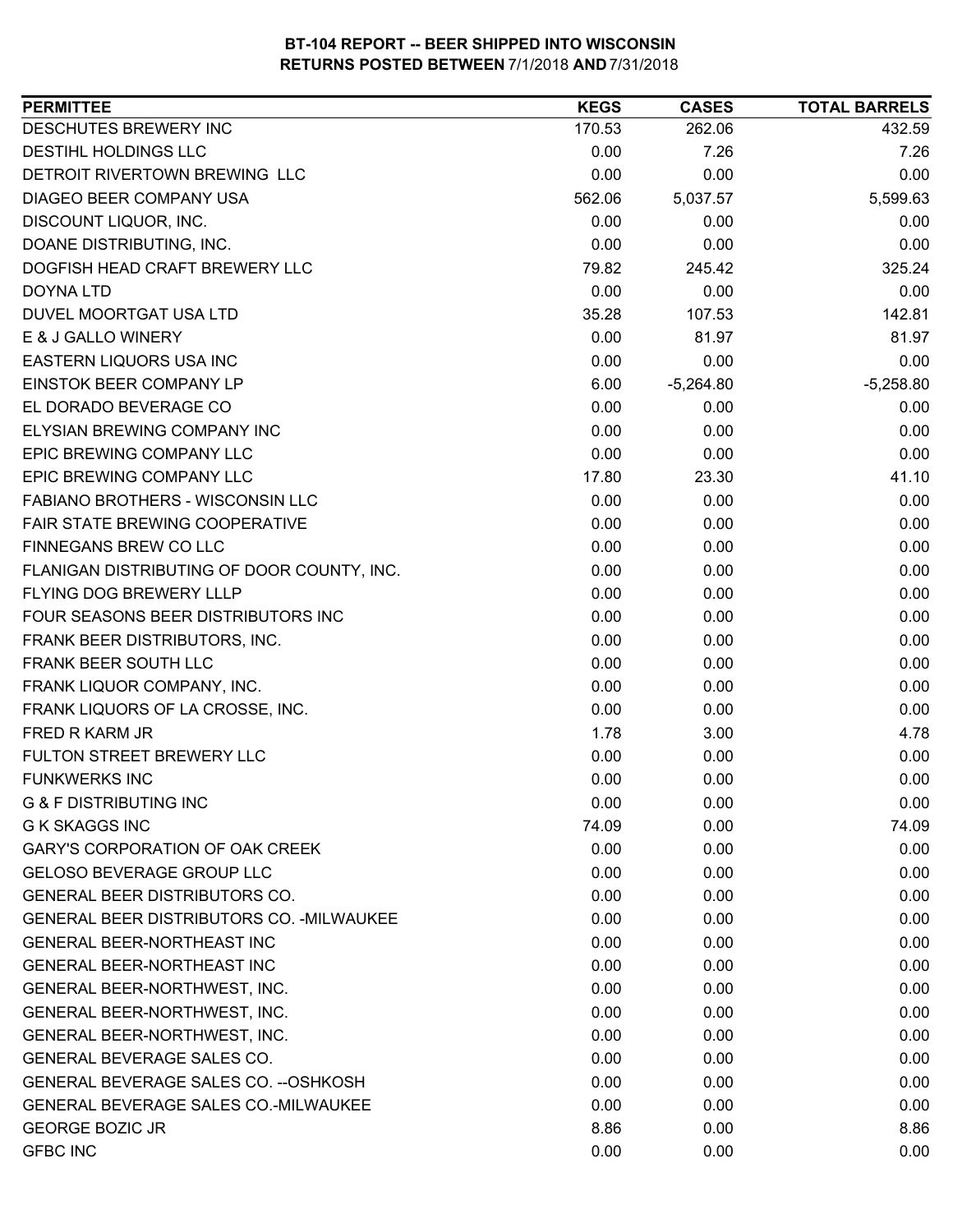**BT-104 REPORT -- BEER SHIPPED INTO WISCONSIN**
**RETURNS POSTED BETWEEN 7/1/2018 AND 7/31/2018**

| PERMITTEE | KEGS | CASES | TOTAL BARRELS |
|---|---|---|---|
| DESCHUTES BREWERY INC | 170.53 | 262.06 | 432.59 |
| DESTIHL HOLDINGS LLC | 0.00 | 7.26 | 7.26 |
| DETROIT RIVERTOWN BREWING LLC | 0.00 | 0.00 | 0.00 |
| DIAGEO BEER COMPANY USA | 562.06 | 5,037.57 | 5,599.63 |
| DISCOUNT LIQUOR, INC. | 0.00 | 0.00 | 0.00 |
| DOANE DISTRIBUTING, INC. | 0.00 | 0.00 | 0.00 |
| DOGFISH HEAD CRAFT BREWERY LLC | 79.82 | 245.42 | 325.24 |
| DOYNA LTD | 0.00 | 0.00 | 0.00 |
| DUVEL MOORTGAT USA LTD | 35.28 | 107.53 | 142.81 |
| E & J GALLO WINERY | 0.00 | 81.97 | 81.97 |
| EASTERN LIQUORS USA INC | 0.00 | 0.00 | 0.00 |
| EINSTOK BEER COMPANY LP | 6.00 | -5,264.80 | -5,258.80 |
| EL DORADO BEVERAGE CO | 0.00 | 0.00 | 0.00 |
| ELYSIAN BREWING COMPANY INC | 0.00 | 0.00 | 0.00 |
| EPIC BREWING COMPANY LLC | 0.00 | 0.00 | 0.00 |
| EPIC BREWING COMPANY LLC | 17.80 | 23.30 | 41.10 |
| FABIANO BROTHERS - WISCONSIN LLC | 0.00 | 0.00 | 0.00 |
| FAIR STATE BREWING COOPERATIVE | 0.00 | 0.00 | 0.00 |
| FINNEGANS BREW CO LLC | 0.00 | 0.00 | 0.00 |
| FLANIGAN DISTRIBUTING OF DOOR COUNTY, INC. | 0.00 | 0.00 | 0.00 |
| FLYING DOG BREWERY LLLP | 0.00 | 0.00 | 0.00 |
| FOUR SEASONS BEER DISTRIBUTORS INC | 0.00 | 0.00 | 0.00 |
| FRANK BEER DISTRIBUTORS, INC. | 0.00 | 0.00 | 0.00 |
| FRANK BEER SOUTH LLC | 0.00 | 0.00 | 0.00 |
| FRANK LIQUOR COMPANY, INC. | 0.00 | 0.00 | 0.00 |
| FRANK LIQUORS OF LA CROSSE, INC. | 0.00 | 0.00 | 0.00 |
| FRED R KARM JR | 1.78 | 3.00 | 4.78 |
| FULTON STREET BREWERY LLC | 0.00 | 0.00 | 0.00 |
| FUNKWERKS INC | 0.00 | 0.00 | 0.00 |
| G & F DISTRIBUTING INC | 0.00 | 0.00 | 0.00 |
| G K SKAGGS INC | 74.09 | 0.00 | 74.09 |
| GARY'S CORPORATION OF OAK CREEK | 0.00 | 0.00 | 0.00 |
| GELOSO BEVERAGE GROUP LLC | 0.00 | 0.00 | 0.00 |
| GENERAL BEER DISTRIBUTORS CO. | 0.00 | 0.00 | 0.00 |
| GENERAL BEER DISTRIBUTORS CO. -MILWAUKEE | 0.00 | 0.00 | 0.00 |
| GENERAL BEER-NORTHEAST INC | 0.00 | 0.00 | 0.00 |
| GENERAL BEER-NORTHEAST INC | 0.00 | 0.00 | 0.00 |
| GENERAL BEER-NORTHWEST, INC. | 0.00 | 0.00 | 0.00 |
| GENERAL BEER-NORTHWEST, INC. | 0.00 | 0.00 | 0.00 |
| GENERAL BEER-NORTHWEST, INC. | 0.00 | 0.00 | 0.00 |
| GENERAL BEVERAGE SALES CO. | 0.00 | 0.00 | 0.00 |
| GENERAL BEVERAGE SALES CO. --OSHKOSH | 0.00 | 0.00 | 0.00 |
| GENERAL BEVERAGE SALES CO.-MILWAUKEE | 0.00 | 0.00 | 0.00 |
| GEORGE BOZIC JR | 8.86 | 0.00 | 8.86 |
| GFBC INC | 0.00 | 0.00 | 0.00 |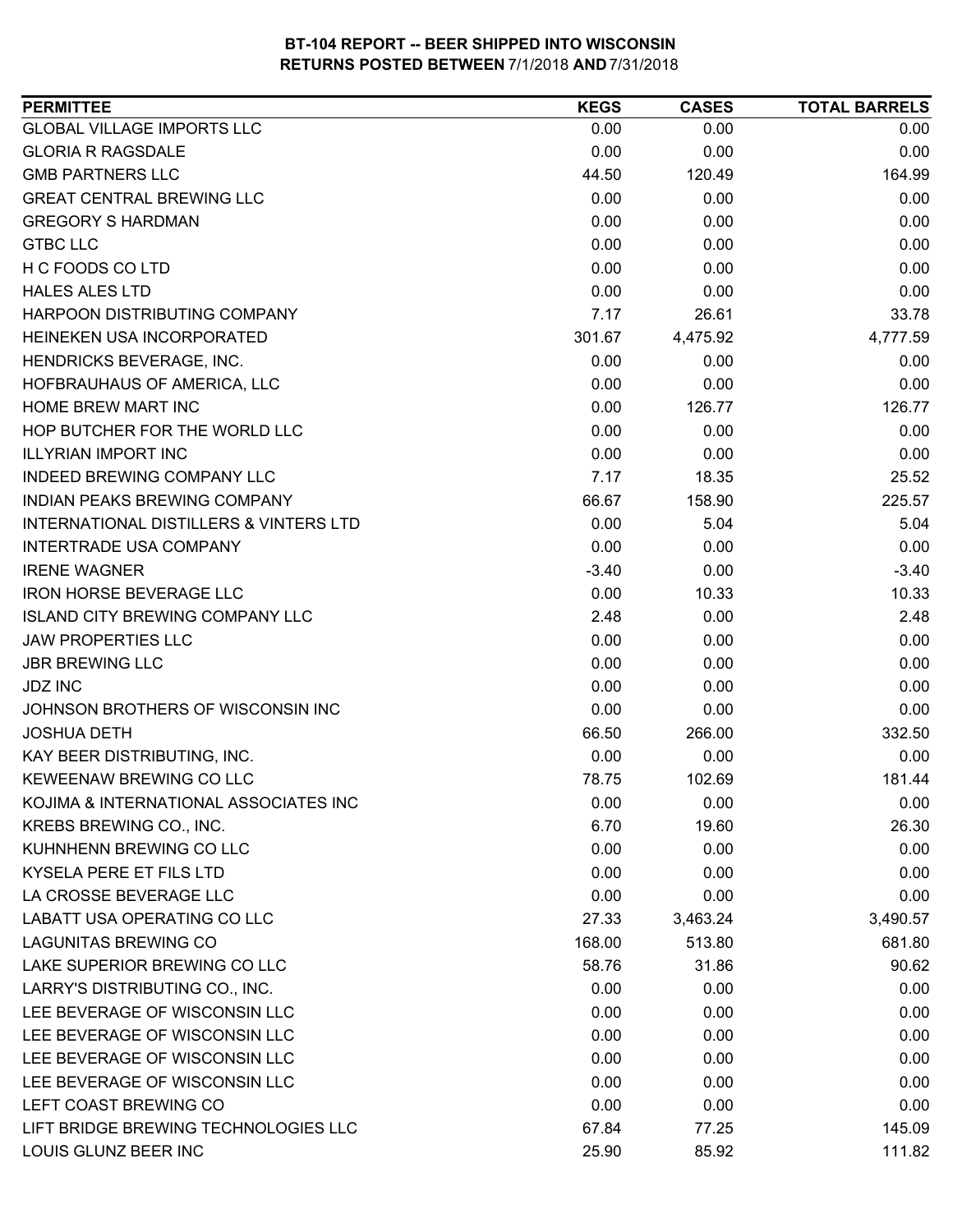# BT-104 REPORT -- BEER SHIPPED INTO WISCONSIN
## RETURNS POSTED BETWEEN 7/1/2018 AND 7/31/2018

| PERMITTEE | KEGS | CASES | TOTAL BARRELS |
|---|---|---|---|
| GLOBAL VILLAGE IMPORTS LLC | 0.00 | 0.00 | 0.00 |
| GLORIA R RAGSDALE | 0.00 | 0.00 | 0.00 |
| GMB PARTNERS LLC | 44.50 | 120.49 | 164.99 |
| GREAT CENTRAL BREWING LLC | 0.00 | 0.00 | 0.00 |
| GREGORY S HARDMAN | 0.00 | 0.00 | 0.00 |
| GTBC LLC | 0.00 | 0.00 | 0.00 |
| H C FOODS CO LTD | 0.00 | 0.00 | 0.00 |
| HALES ALES LTD | 0.00 | 0.00 | 0.00 |
| HARPOON DISTRIBUTING COMPANY | 7.17 | 26.61 | 33.78 |
| HEINEKEN USA INCORPORATED | 301.67 | 4,475.92 | 4,777.59 |
| HENDRICKS BEVERAGE, INC. | 0.00 | 0.00 | 0.00 |
| HOFBRAUHAUS OF AMERICA, LLC | 0.00 | 0.00 | 0.00 |
| HOME BREW MART INC | 0.00 | 126.77 | 126.77 |
| HOP BUTCHER FOR THE WORLD LLC | 0.00 | 0.00 | 0.00 |
| ILLYRIAN IMPORT INC | 0.00 | 0.00 | 0.00 |
| INDEED BREWING COMPANY LLC | 7.17 | 18.35 | 25.52 |
| INDIAN PEAKS BREWING COMPANY | 66.67 | 158.90 | 225.57 |
| INTERNATIONAL DISTILLERS & VINTERS LTD | 0.00 | 5.04 | 5.04 |
| INTERTRADE USA COMPANY | 0.00 | 0.00 | 0.00 |
| IRENE WAGNER | -3.40 | 0.00 | -3.40 |
| IRON HORSE BEVERAGE LLC | 0.00 | 10.33 | 10.33 |
| ISLAND CITY BREWING COMPANY LLC | 2.48 | 0.00 | 2.48 |
| JAW PROPERTIES LLC | 0.00 | 0.00 | 0.00 |
| JBR BREWING LLC | 0.00 | 0.00 | 0.00 |
| JDZ INC | 0.00 | 0.00 | 0.00 |
| JOHNSON BROTHERS OF WISCONSIN INC | 0.00 | 0.00 | 0.00 |
| JOSHUA DETH | 66.50 | 266.00 | 332.50 |
| KAY BEER DISTRIBUTING, INC. | 0.00 | 0.00 | 0.00 |
| KEWEENAW BREWING CO LLC | 78.75 | 102.69 | 181.44 |
| KOJIMA & INTERNATIONAL ASSOCIATES INC | 0.00 | 0.00 | 0.00 |
| KREBS BREWING CO., INC. | 6.70 | 19.60 | 26.30 |
| KUHNHENN BREWING CO LLC | 0.00 | 0.00 | 0.00 |
| KYSELA PERE ET FILS LTD | 0.00 | 0.00 | 0.00 |
| LA CROSSE BEVERAGE LLC | 0.00 | 0.00 | 0.00 |
| LABATT USA OPERATING CO LLC | 27.33 | 3,463.24 | 3,490.57 |
| LAGUNITAS BREWING CO | 168.00 | 513.80 | 681.80 |
| LAKE SUPERIOR BREWING CO LLC | 58.76 | 31.86 | 90.62 |
| LARRY'S DISTRIBUTING CO., INC. | 0.00 | 0.00 | 0.00 |
| LEE BEVERAGE OF WISCONSIN LLC | 0.00 | 0.00 | 0.00 |
| LEE BEVERAGE OF WISCONSIN LLC | 0.00 | 0.00 | 0.00 |
| LEE BEVERAGE OF WISCONSIN LLC | 0.00 | 0.00 | 0.00 |
| LEE BEVERAGE OF WISCONSIN LLC | 0.00 | 0.00 | 0.00 |
| LEFT COAST BREWING CO | 0.00 | 0.00 | 0.00 |
| LIFT BRIDGE BREWING TECHNOLOGIES LLC | 67.84 | 77.25 | 145.09 |
| LOUIS GLUNZ BEER INC | 25.90 | 85.92 | 111.82 |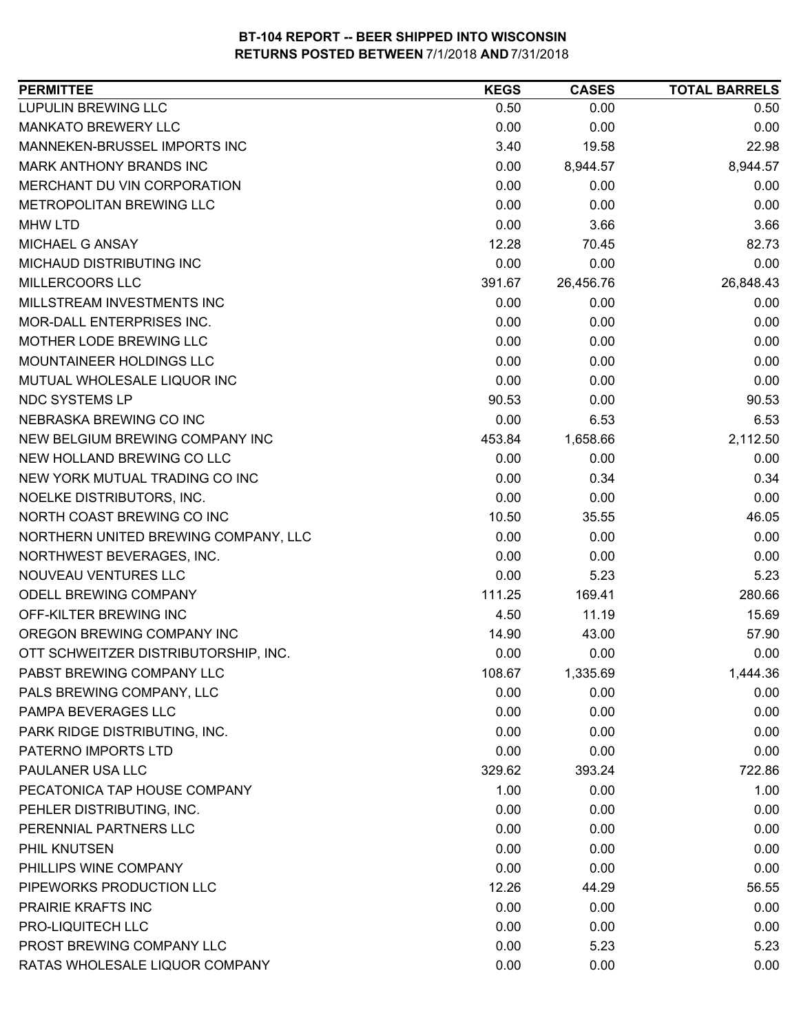# BT-104 REPORT -- BEER SHIPPED INTO WISCONSIN
## RETURNS POSTED BETWEEN 7/1/2018 AND 7/31/2018

| PERMITTEE | KEGS | CASES | TOTAL BARRELS |
|---|---|---|---|
| LUPULIN BREWING LLC | 0.50 | 0.00 | 0.50 |
| MANKATO BREWERY LLC | 0.00 | 0.00 | 0.00 |
| MANNEKEN-BRUSSEL IMPORTS INC | 3.40 | 19.58 | 22.98 |
| MARK ANTHONY BRANDS INC | 0.00 | 8,944.57 | 8,944.57 |
| MERCHANT DU VIN CORPORATION | 0.00 | 0.00 | 0.00 |
| METROPOLITAN BREWING LLC | 0.00 | 0.00 | 0.00 |
| MHW LTD | 0.00 | 3.66 | 3.66 |
| MICHAEL G ANSAY | 12.28 | 70.45 | 82.73 |
| MICHAUD DISTRIBUTING INC | 0.00 | 0.00 | 0.00 |
| MILLERCOORS LLC | 391.67 | 26,456.76 | 26,848.43 |
| MILLSTREAM INVESTMENTS INC | 0.00 | 0.00 | 0.00 |
| MOR-DALL ENTERPRISES INC. | 0.00 | 0.00 | 0.00 |
| MOTHER LODE BREWING LLC | 0.00 | 0.00 | 0.00 |
| MOUNTAINEER HOLDINGS LLC | 0.00 | 0.00 | 0.00 |
| MUTUAL WHOLESALE LIQUOR INC | 0.00 | 0.00 | 0.00 |
| NDC SYSTEMS LP | 90.53 | 0.00 | 90.53 |
| NEBRASKA BREWING CO INC | 0.00 | 6.53 | 6.53 |
| NEW BELGIUM BREWING COMPANY INC | 453.84 | 1,658.66 | 2,112.50 |
| NEW HOLLAND BREWING CO LLC | 0.00 | 0.00 | 0.00 |
| NEW YORK MUTUAL TRADING CO INC | 0.00 | 0.34 | 0.34 |
| NOELKE DISTRIBUTORS, INC. | 0.00 | 0.00 | 0.00 |
| NORTH COAST BREWING CO INC | 10.50 | 35.55 | 46.05 |
| NORTHERN UNITED BREWING COMPANY, LLC | 0.00 | 0.00 | 0.00 |
| NORTHWEST BEVERAGES, INC. | 0.00 | 0.00 | 0.00 |
| NOUVEAU VENTURES LLC | 0.00 | 5.23 | 5.23 |
| ODELL BREWING COMPANY | 111.25 | 169.41 | 280.66 |
| OFF-KILTER BREWING INC | 4.50 | 11.19 | 15.69 |
| OREGON BREWING COMPANY INC | 14.90 | 43.00 | 57.90 |
| OTT SCHWEITZER DISTRIBUTORSHIP, INC. | 0.00 | 0.00 | 0.00 |
| PABST BREWING COMPANY LLC | 108.67 | 1,335.69 | 1,444.36 |
| PALS BREWING COMPANY, LLC | 0.00 | 0.00 | 0.00 |
| PAMPA BEVERAGES LLC | 0.00 | 0.00 | 0.00 |
| PARK RIDGE DISTRIBUTING, INC. | 0.00 | 0.00 | 0.00 |
| PATERNO IMPORTS LTD | 0.00 | 0.00 | 0.00 |
| PAULANER USA LLC | 329.62 | 393.24 | 722.86 |
| PECATONICA TAP HOUSE COMPANY | 1.00 | 0.00 | 1.00 |
| PEHLER DISTRIBUTING, INC. | 0.00 | 0.00 | 0.00 |
| PERENNIAL PARTNERS LLC | 0.00 | 0.00 | 0.00 |
| PHIL KNUTSEN | 0.00 | 0.00 | 0.00 |
| PHILLIPS WINE COMPANY | 0.00 | 0.00 | 0.00 |
| PIPEWORKS PRODUCTION LLC | 12.26 | 44.29 | 56.55 |
| PRAIRIE KRAFTS INC | 0.00 | 0.00 | 0.00 |
| PRO-LIQUITECH LLC | 0.00 | 0.00 | 0.00 |
| PROST BREWING COMPANY LLC | 0.00 | 5.23 | 5.23 |
| RATAS WHOLESALE LIQUOR COMPANY | 0.00 | 0.00 | 0.00 |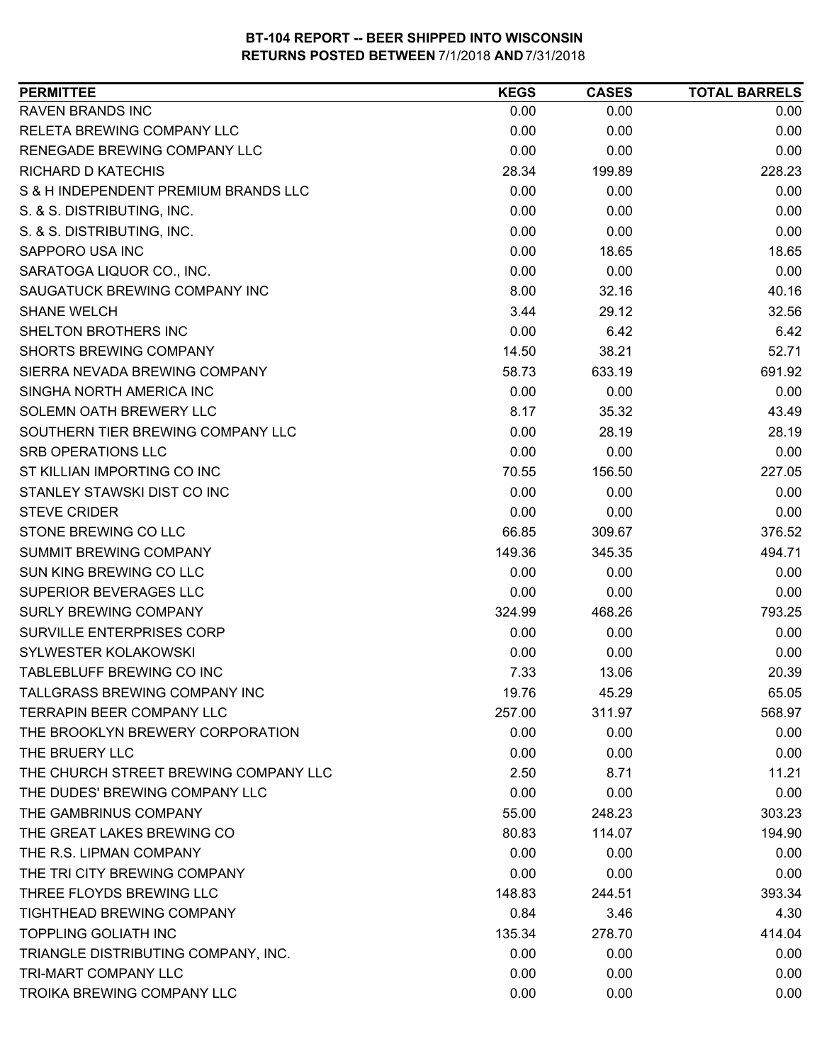**BT-104 REPORT -- BEER SHIPPED INTO WISCONSIN**
**RETURNS POSTED BETWEEN 7/1/2018 AND 7/31/2018**

| PERMITTEE | KEGS | CASES | TOTAL BARRELS |
|---|---|---|---|
| RAVEN BRANDS INC | 0.00 | 0.00 | 0.00 |
| RELETA BREWING COMPANY LLC | 0.00 | 0.00 | 0.00 |
| RENEGADE BREWING COMPANY LLC | 0.00 | 0.00 | 0.00 |
| RICHARD D KATECHIS | 28.34 | 199.89 | 228.23 |
| S & H INDEPENDENT PREMIUM BRANDS LLC | 0.00 | 0.00 | 0.00 |
| S. & S. DISTRIBUTING, INC. | 0.00 | 0.00 | 0.00 |
| S. & S. DISTRIBUTING, INC. | 0.00 | 0.00 | 0.00 |
| SAPPORO USA INC | 0.00 | 18.65 | 18.65 |
| SARATOGA LIQUOR CO., INC. | 0.00 | 0.00 | 0.00 |
| SAUGATUCK BREWING COMPANY INC | 8.00 | 32.16 | 40.16 |
| SHANE WELCH | 3.44 | 29.12 | 32.56 |
| SHELTON BROTHERS INC | 0.00 | 6.42 | 6.42 |
| SHORTS BREWING COMPANY | 14.50 | 38.21 | 52.71 |
| SIERRA NEVADA BREWING COMPANY | 58.73 | 633.19 | 691.92 |
| SINGHA NORTH AMERICA INC | 0.00 | 0.00 | 0.00 |
| SOLEMN OATH BREWERY LLC | 8.17 | 35.32 | 43.49 |
| SOUTHERN TIER BREWING COMPANY LLC | 0.00 | 28.19 | 28.19 |
| SRB OPERATIONS LLC | 0.00 | 0.00 | 0.00 |
| ST KILLIAN IMPORTING CO INC | 70.55 | 156.50 | 227.05 |
| STANLEY STAWSKI DIST CO INC | 0.00 | 0.00 | 0.00 |
| STEVE CRIDER | 0.00 | 0.00 | 0.00 |
| STONE BREWING CO LLC | 66.85 | 309.67 | 376.52 |
| SUMMIT BREWING COMPANY | 149.36 | 345.35 | 494.71 |
| SUN KING BREWING CO LLC | 0.00 | 0.00 | 0.00 |
| SUPERIOR BEVERAGES LLC | 0.00 | 0.00 | 0.00 |
| SURLY BREWING COMPANY | 324.99 | 468.26 | 793.25 |
| SURVILLE ENTERPRISES CORP | 0.00 | 0.00 | 0.00 |
| SYLWESTER KOLAKOWSKI | 0.00 | 0.00 | 0.00 |
| TABLEBLUFF BREWING CO INC | 7.33 | 13.06 | 20.39 |
| TALLGRASS BREWING COMPANY INC | 19.76 | 45.29 | 65.05 |
| TERRAPIN BEER COMPANY LLC | 257.00 | 311.97 | 568.97 |
| THE BROOKLYN BREWERY CORPORATION | 0.00 | 0.00 | 0.00 |
| THE BRUERY LLC | 0.00 | 0.00 | 0.00 |
| THE CHURCH STREET BREWING COMPANY LLC | 2.50 | 8.71 | 11.21 |
| THE DUDES' BREWING COMPANY LLC | 0.00 | 0.00 | 0.00 |
| THE GAMBRINUS COMPANY | 55.00 | 248.23 | 303.23 |
| THE GREAT LAKES BREWING CO | 80.83 | 114.07 | 194.90 |
| THE R.S. LIPMAN COMPANY | 0.00 | 0.00 | 0.00 |
| THE TRI CITY BREWING COMPANY | 0.00 | 0.00 | 0.00 |
| THREE FLOYDS BREWING LLC | 148.83 | 244.51 | 393.34 |
| TIGHTHEAD BREWING COMPANY | 0.84 | 3.46 | 4.30 |
| TOPPLING GOLIATH INC | 135.34 | 278.70 | 414.04 |
| TRIANGLE DISTRIBUTING COMPANY, INC. | 0.00 | 0.00 | 0.00 |
| TRI-MART COMPANY LLC | 0.00 | 0.00 | 0.00 |
| TROIKA BREWING COMPANY LLC | 0.00 | 0.00 | 0.00 |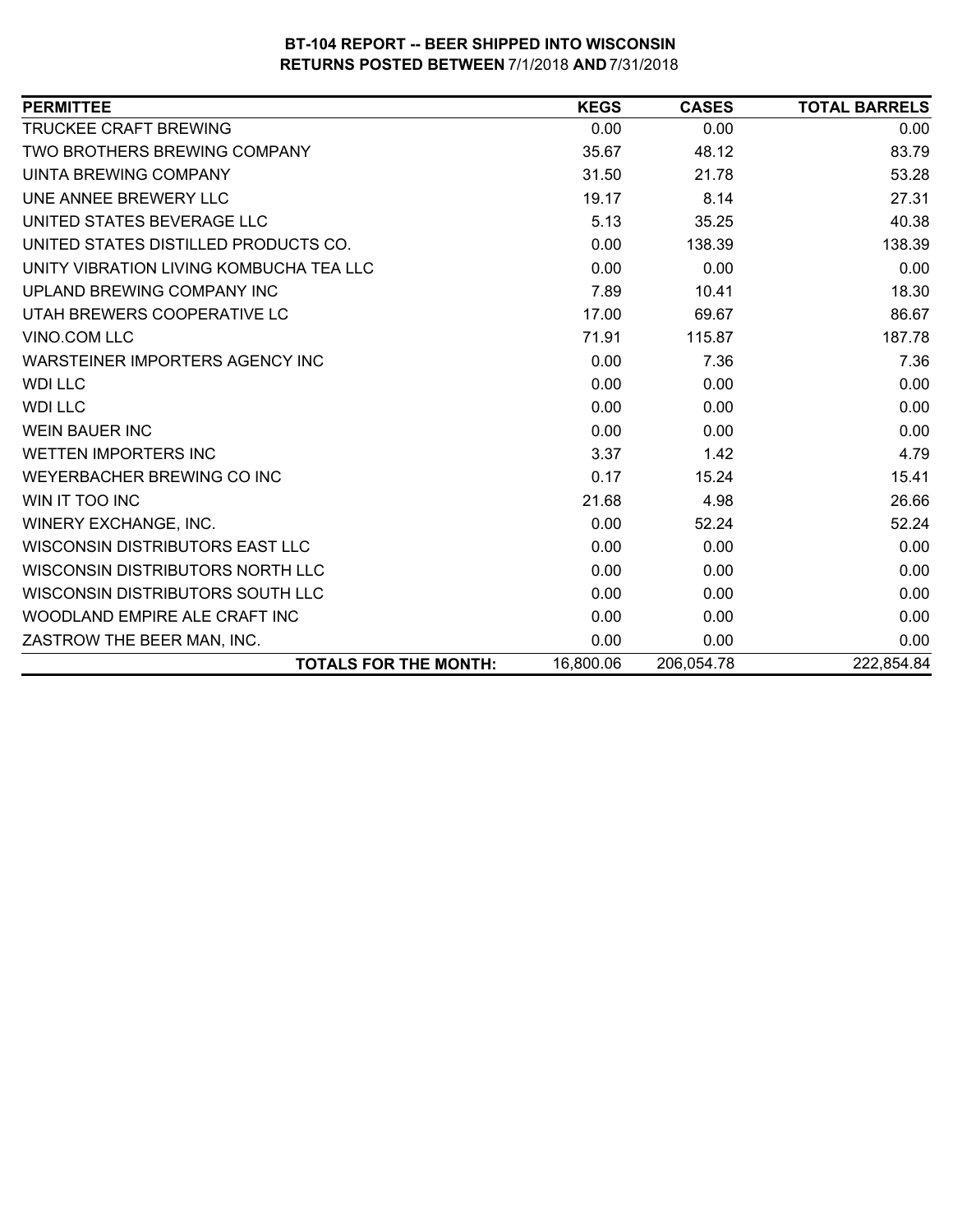**BT-104 REPORT -- BEER SHIPPED INTO WISCONSIN**
**RETURNS POSTED BETWEEN 7/1/2018 AND 7/31/2018**

| PERMITTEE | KEGS | CASES | TOTAL BARRELS |
|---|---|---|---|
| TRUCKEE CRAFT BREWING | 0.00 | 0.00 | 0.00 |
| TWO BROTHERS BREWING COMPANY | 35.67 | 48.12 | 83.79 |
| UINTA BREWING COMPANY | 31.50 | 21.78 | 53.28 |
| UNE ANNEE BREWERY LLC | 19.17 | 8.14 | 27.31 |
| UNITED STATES BEVERAGE LLC | 5.13 | 35.25 | 40.38 |
| UNITED STATES DISTILLED PRODUCTS CO. | 0.00 | 138.39 | 138.39 |
| UNITY VIBRATION LIVING KOMBUCHA TEA LLC | 0.00 | 0.00 | 0.00 |
| UPLAND BREWING COMPANY INC | 7.89 | 10.41 | 18.30 |
| UTAH BREWERS COOPERATIVE LC | 17.00 | 69.67 | 86.67 |
| VINO.COM LLC | 71.91 | 115.87 | 187.78 |
| WARSTEINER IMPORTERS AGENCY INC | 0.00 | 7.36 | 7.36 |
| WDI LLC | 0.00 | 0.00 | 0.00 |
| WDI LLC | 0.00 | 0.00 | 0.00 |
| WEIN BAUER INC | 0.00 | 0.00 | 0.00 |
| WETTEN IMPORTERS INC | 3.37 | 1.42 | 4.79 |
| WEYERBACHER BREWING CO INC | 0.17 | 15.24 | 15.41 |
| WIN IT TOO INC | 21.68 | 4.98 | 26.66 |
| WINERY EXCHANGE, INC. | 0.00 | 52.24 | 52.24 |
| WISCONSIN DISTRIBUTORS EAST LLC | 0.00 | 0.00 | 0.00 |
| WISCONSIN DISTRIBUTORS NORTH LLC | 0.00 | 0.00 | 0.00 |
| WISCONSIN DISTRIBUTORS SOUTH LLC | 0.00 | 0.00 | 0.00 |
| WOODLAND EMPIRE ALE CRAFT INC | 0.00 | 0.00 | 0.00 |
| ZASTROW THE BEER MAN, INC. | 0.00 | 0.00 | 0.00 |
| **TOTALS FOR THE MONTH:** | 16,800.06 | 206,054.78 | 222,854.84 |